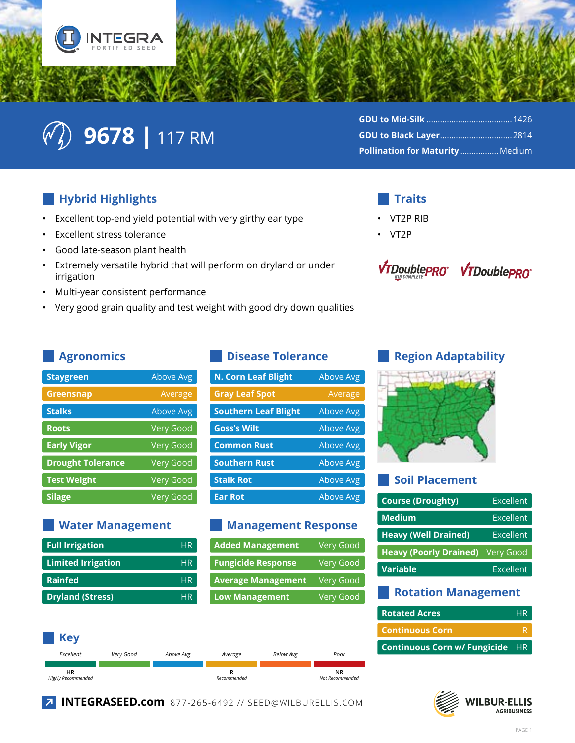INTEGRA
FORTIFIED SEED

# 9678 | 117 RM

**GDU to Mid-Silk** ........ 1426
**GDU to Black Layer** ........ 2814
**Pollination for Maturity** ........ Medium

## Hybrid Highlights

- Excellent top-end yield potential with very girthy ear type
- Excellent stress tolerance
- Good late-season plant health
- Extremely versatile hybrid that will perform on dryland or under irrigation
- Multi-year consistent performance
- Very good grain quality and test weight with good dry down qualities

## Traits

- VT2P RIB
- VT2P

VTDoublePRO RIB COMPLETE    VTDoublePRO

## Agronomics

| | |
|---|---|
| **Staygreen** | Above Avg |
| **Greensnap** | Average |
| **Stalks** | Above Avg |
| **Roots** | Very Good |
| **Early Vigor** | Very Good |
| **Drought Tolerance** | Very Good |
| **Test Weight** | Very Good |
| **Silage** | Very Good |

## Disease Tolerance

| | |
|---|---|
| **N. Corn Leaf Blight** | Above Avg |
| **Gray Leaf Spot** | Average |
| **Southern Leaf Blight** | Above Avg |
| **Goss's Wilt** | Above Avg |
| **Common Rust** | Above Avg |
| **Southern Rust** | Above Avg |
| **Stalk Rot** | Above Avg |
| **Ear Rot** | Above Avg |

## Region Adaptability

## Soil Placement

| | |
|---|---|
| **Course (Droughty)** | Excellent |
| **Medium** | Excellent |
| **Heavy (Well Drained)** | Excellent |
| **Heavy (Poorly Drained)** | Very Good |
| **Variable** | Excellent |

## Water Management

| | |
|---|---|
| **Full Irrigation** | HR |
| **Limited Irrigation** | HR |
| **Rainfed** | HR |
| **Dryland (Stress)** | HR |

## Management Response

| | |
|---|---|
| **Added Management** | Very Good |
| **Fungicide Response** | Very Good |
| **Average Management** | Very Good |
| **Low Management** | Very Good |

## Rotation Management

| | |
|---|---|
| **Rotated Acres** | HR |
| **Continuous Corn** | R |
| **Continuous Corn w/ Fungicide** | HR |

## Key

*Excellent* *Very Good* *Above Avg* *Average* *Below Avg* *Poor*

HR *Highly Recommended* R *Recommended* NR *Not Recommended*

**INTEGRASEED.com** 877-265-6492 // SEED@WILBURELLIS.COM

WILBUR-ELLIS AGRIBUSINESS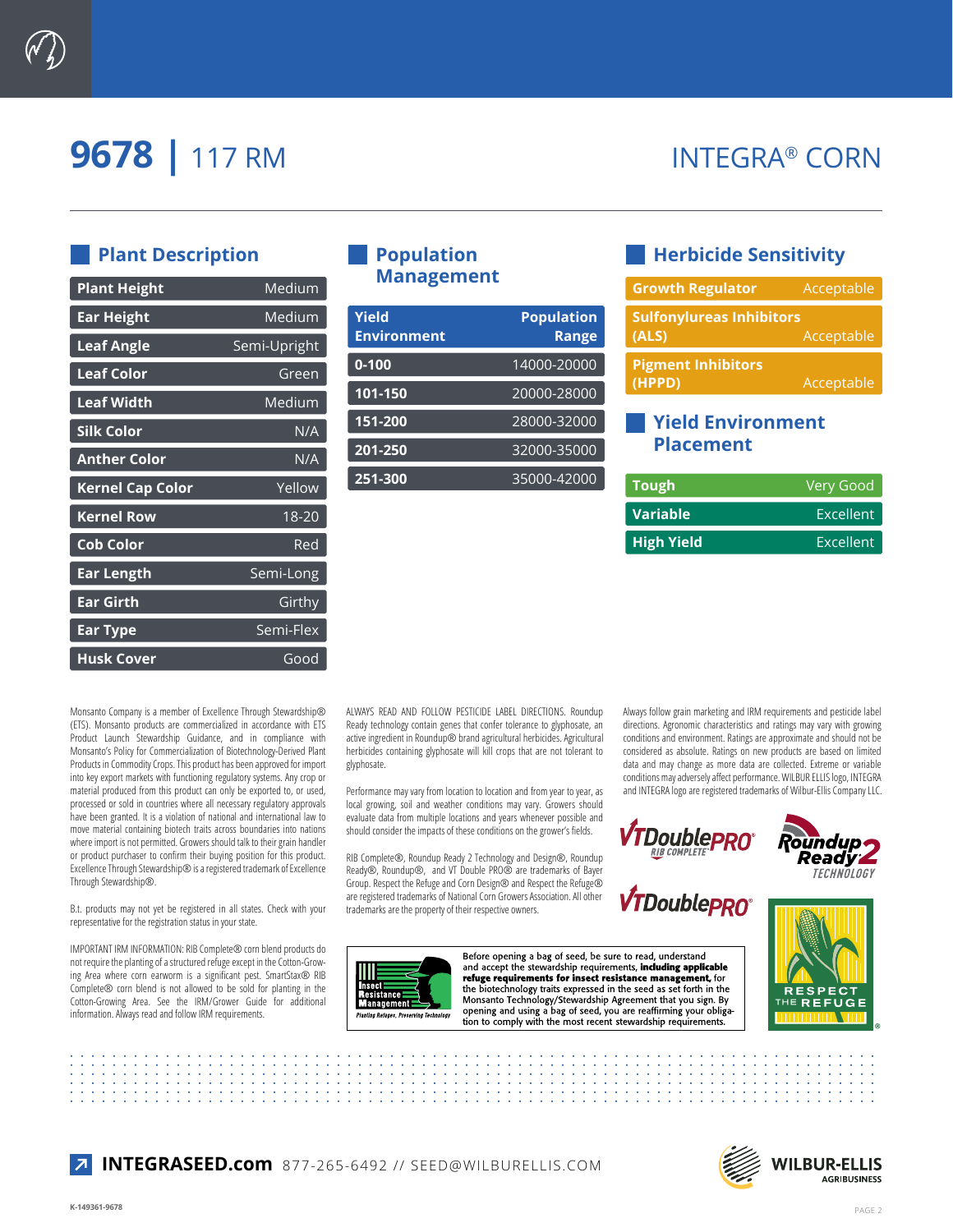# 9678 | 117 RM

# INTEGRA® CORN

## Plant Description

| | |
|---|---|
| Plant Height | Medium |
| Ear Height | Medium |
| Leaf Angle | Semi-Upright |
| Leaf Color | Green |
| Leaf Width | Medium |
| Silk Color | N/A |
| Anther Color | N/A |
| Kernel Cap Color | Yellow |
| Kernel Row | 18-20 |
| Cob Color | Red |
| Ear Length | Semi-Long |
| Ear Girth | Girthy |
| Ear Type | Semi-Flex |
| Husk Cover | Good |

## Population Management

| Yield Environment | Population Range |
|---|---|
| 0-100 | 14000-20000 |
| 101-150 | 20000-28000 |
| 151-200 | 28000-32000 |
| 201-250 | 32000-35000 |
| 251-300 | 35000-42000 |

## Herbicide Sensitivity

| | |
|---|---|
| Growth Regulator | Acceptable |
| Sulfonylureas Inhibitors (ALS) | Acceptable |
| Pigment Inhibitors (HPPD) | Acceptable |

## Yield Environment Placement

| | |
|---|---|
| Tough | Very Good |
| Variable | Excellent |
| High Yield | Excellent |

Monsanto Company is a member of Excellence Through Stewardship® (ETS). Monsanto products are commercialized in accordance with ETS Product Launch Stewardship Guidance, and in compliance with Monsanto's Policy for Commercialization of Biotechnology-Derived Plant Products in Commodity Crops. This product has been approved for import into key export markets with functioning regulatory systems. Any crop or material produced from this product can only be exported to, or used, processed or sold in countries where all necessary regulatory approvals have been granted. It is a violation of national and international law to move material containing biotech traits across boundaries into nations where import is not permitted. Growers should talk to their grain handler or product purchaser to confirm their buying position for this product. Excellence Through Stewardship® is a registered trademark of Excellence Through Stewardship®.

B.t. products may not yet be registered in all states. Check with your representative for the registration status in your state.

IMPORTANT IRM INFORMATION: RIB Complete® corn blend products do not require the planting of a structured refuge except in the Cotton-Growing Area where corn earworm is a significant pest. SmartStax® RIB Complete® corn blend is not allowed to be sold for planting in the Cotton-Growing Area. See the IRM/Grower Guide for additional information. Always read and follow IRM requirements.

ALWAYS READ AND FOLLOW PESTICIDE LABEL DIRECTIONS. Roundup Ready technology contain genes that confer tolerance to glyphosate, an active ingredient in Roundup® brand agricultural herbicides. Agricultural herbicides containing glyphosate will kill crops that are not tolerant to glyphosate.

Performance may vary from location to location and from year to year, as local growing, soil and weather conditions may vary. Growers should evaluate data from multiple locations and years whenever possible and should consider the impacts of these conditions on the grower's fields.

RIB Complete®, Roundup Ready 2 Technology and Design®, Roundup Ready®, Roundup®, and VT Double PRO® are trademarks of Bayer Group. Respect the Refuge and Corn Design® and Respect the Refuge® are registered trademarks of National Corn Growers Association. All other trademarks are the property of their respective owners.

Always follow grain marketing and IRM requirements and pesticide label directions. Agronomic characteristics and ratings may vary with growing conditions and environment. Ratings are approximate and should not be considered as absolute. Ratings on new products are based on limited data and may change as more data are collected. Extreme or variable conditions may adversely affect performance. WILBUR ELLIS logo, INTEGRA and INTEGRA logo are registered trademarks of Wilbur-Ellis Company LLC.

Insect Resistance Management — Planting Refuges, Preserving Technology

Before opening a bag of seed, be sure to read, understand and accept the stewardship requirements, **including applicable refuge requirements for insect resistance management**, for the biotechnology traits expressed in the seed as set forth in the Monsanto Technology/Stewardship Agreement that you sign. By opening and using a bag of seed, you are reaffirming your obligation to comply with the most recent stewardship requirements.

**INTEGRASEED.com** 877-265-6492 // SEED@WILBURELLIS.COM

K-149361-9678